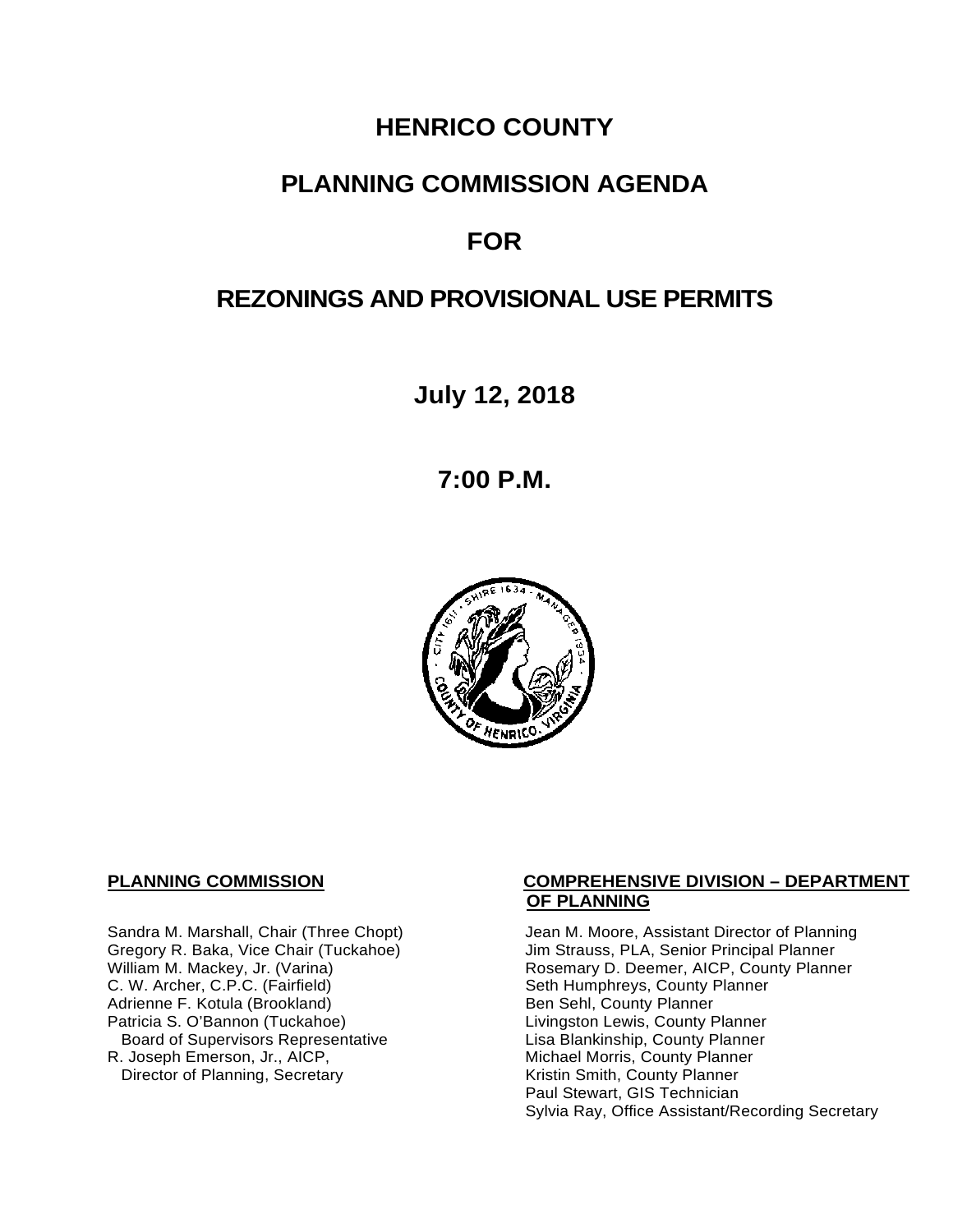# HENRICO COUNTY

# PLANNING COMMISSION AGENDA

# FOR

# REZONINGS AND PROVISIONAL USE PERMITS

## July 12, 2018

## 7:00 P.M.

**PLANNING COMMISSION**

Sandra M. Marshall, Chair (Three Chopt)
Gregory R. Baka, Vice Chair (Tuckahoe)
William M. Mackey, Jr. (Varina)
C. W. Archer, C.P.C. (Fairfield)
Adrienne F. Kotula (Brookland)
Patricia S. O'Bannon (Tuckahoe)
Board of Supervisors Representative
R. Joseph Emerson, Jr., AICP,
Director of Planning, Secretary

**COMPREHENSIVE DIVISION – DEPARTMENT OF PLANNING**

Jean M. Moore, Assistant Director of Planning
Jim Strauss, PLA, Senior Principal Planner
Rosemary D. Deemer, AICP, County Planner
Seth Humphreys, County Planner
Ben Sehl, County Planner
Livingston Lewis, County Planner
Lisa Blankinship, County Planner
Michael Morris, County Planner
Kristin Smith, County Planner
Paul Stewart, GIS Technician
Sylvia Ray, Office Assistant/Recording Secretary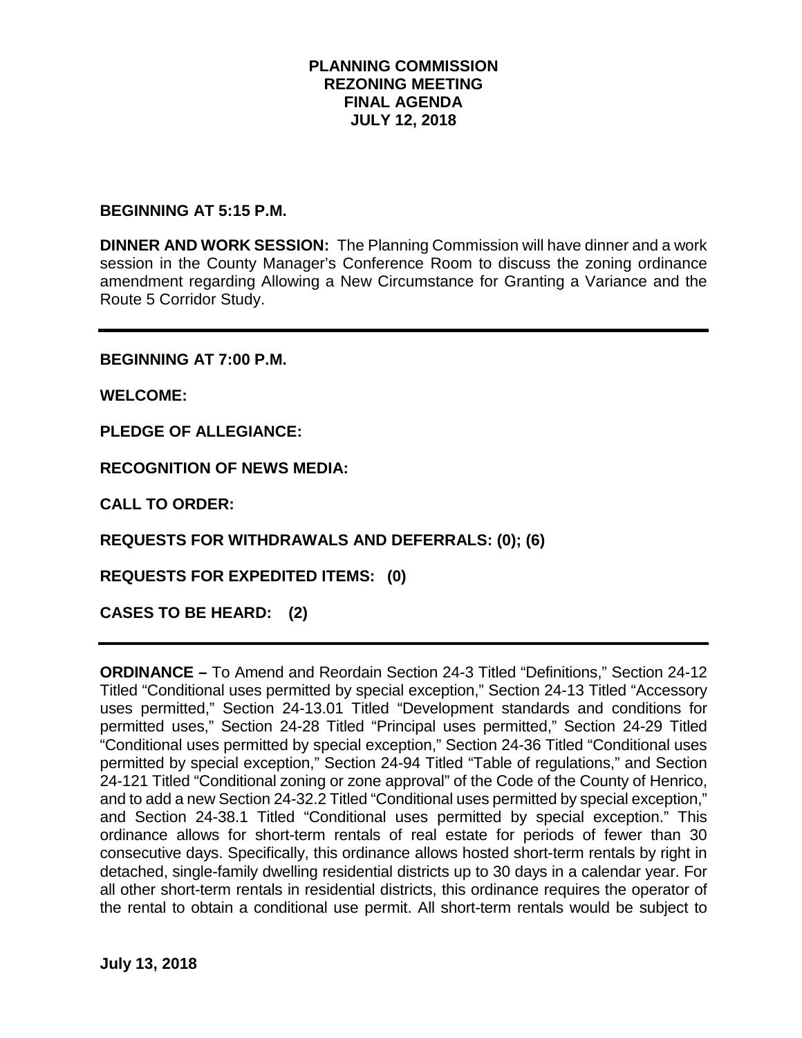**PLANNING COMMISSION**
**REZONING MEETING**
**FINAL AGENDA**
**JULY 12, 2018**

**BEGINNING AT 5:15 P.M.**

**DINNER AND WORK SESSION:** The Planning Commission will have dinner and a work session in the County Manager's Conference Room to discuss the zoning ordinance amendment regarding Allowing a New Circumstance for Granting a Variance and the Route 5 Corridor Study.

---

**BEGINNING AT 7:00 P.M.**

**WELCOME:**

**PLEDGE OF ALLEGIANCE:**

**RECOGNITION OF NEWS MEDIA:**

**CALL TO ORDER:**

**REQUESTS FOR WITHDRAWALS AND DEFERRALS: (0); (6)**

**REQUESTS FOR EXPEDITED ITEMS: (0)**

**CASES TO BE HEARD: (2)**

---

**ORDINANCE –** To Amend and Reordain Section 24-3 Titled "Definitions," Section 24-12 Titled "Conditional uses permitted by special exception," Section 24-13 Titled "Accessory uses permitted," Section 24-13.01 Titled "Development standards and conditions for permitted uses," Section 24-28 Titled "Principal uses permitted," Section 24-29 Titled "Conditional uses permitted by special exception," Section 24-36 Titled "Conditional uses permitted by special exception," Section 24-94 Titled "Table of regulations," and Section 24-121 Titled "Conditional zoning or zone approval" of the Code of the County of Henrico, and to add a new Section 24-32.2 Titled "Conditional uses permitted by special exception," and Section 24-38.1 Titled "Conditional uses permitted by special exception." This ordinance allows for short-term rentals of real estate for periods of fewer than 30 consecutive days. Specifically, this ordinance allows hosted short-term rentals by right in detached, single-family dwelling residential districts up to 30 days in a calendar year. For all other short-term rentals in residential districts, this ordinance requires the operator of the rental to obtain a conditional use permit. All short-term rentals would be subject to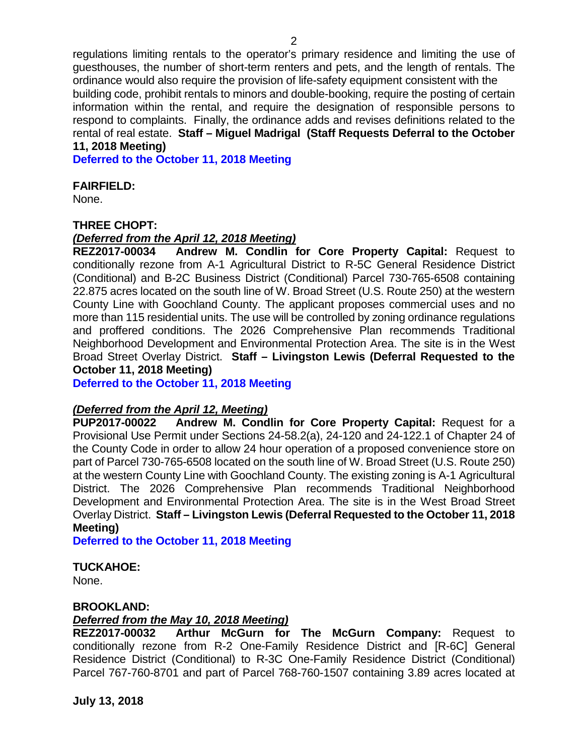regulations limiting rentals to the operator's primary residence and limiting the use of guesthouses, the number of short-term renters and pets, and the length of rentals. The ordinance would also require the provision of life-safety equipment consistent with the building code, prohibit rentals to minors and double-booking, require the posting of certain information within the rental, and require the designation of responsible persons to respond to complaints. Finally, the ordinance adds and revises definitions related to the rental of real estate. **Staff – Miguel Madrigal (Staff Requests Deferral to the October 11, 2018 Meeting)**

**Deferred to the October 11, 2018 Meeting**

**FAIRFIELD:**

None.

**THREE CHOPT:**

***(Deferred from the April 12, 2018 Meeting)***

**REZ2017-00034 Andrew M. Condlin for Core Property Capital:** Request to conditionally rezone from A-1 Agricultural District to R-5C General Residence District (Conditional) and B-2C Business District (Conditional) Parcel 730-765-6508 containing 22.875 acres located on the south line of W. Broad Street (U.S. Route 250) at the western County Line with Goochland County. The applicant proposes commercial uses and no more than 115 residential units. The use will be controlled by zoning ordinance regulations and proffered conditions. The 2026 Comprehensive Plan recommends Traditional Neighborhood Development and Environmental Protection Area. The site is in the West Broad Street Overlay District. **Staff – Livingston Lewis (Deferral Requested to the October 11, 2018 Meeting)**

**Deferred to the October 11, 2018 Meeting**

***(Deferred from the April 12, Meeting)***

**PUP2017-00022 Andrew M. Condlin for Core Property Capital:** Request for a Provisional Use Permit under Sections 24-58.2(a), 24-120 and 24-122.1 of Chapter 24 of the County Code in order to allow 24 hour operation of a proposed convenience store on part of Parcel 730-765-6508 located on the south line of W. Broad Street (U.S. Route 250) at the western County Line with Goochland County. The existing zoning is A-1 Agricultural District. The 2026 Comprehensive Plan recommends Traditional Neighborhood Development and Environmental Protection Area. The site is in the West Broad Street Overlay District. **Staff – Livingston Lewis (Deferral Requested to the October 11, 2018 Meeting)**

**Deferred to the October 11, 2018 Meeting**

**TUCKAHOE:**

None.

**BROOKLAND:**

***Deferred from the May 10, 2018 Meeting)***

**REZ2017-00032 Arthur McGurn for The McGurn Company:** Request to conditionally rezone from R-2 One-Family Residence District and [R-6C] General Residence District (Conditional) to R-3C One-Family Residence District (Conditional) Parcel 767-760-8701 and part of Parcel 768-760-1507 containing 3.89 acres located at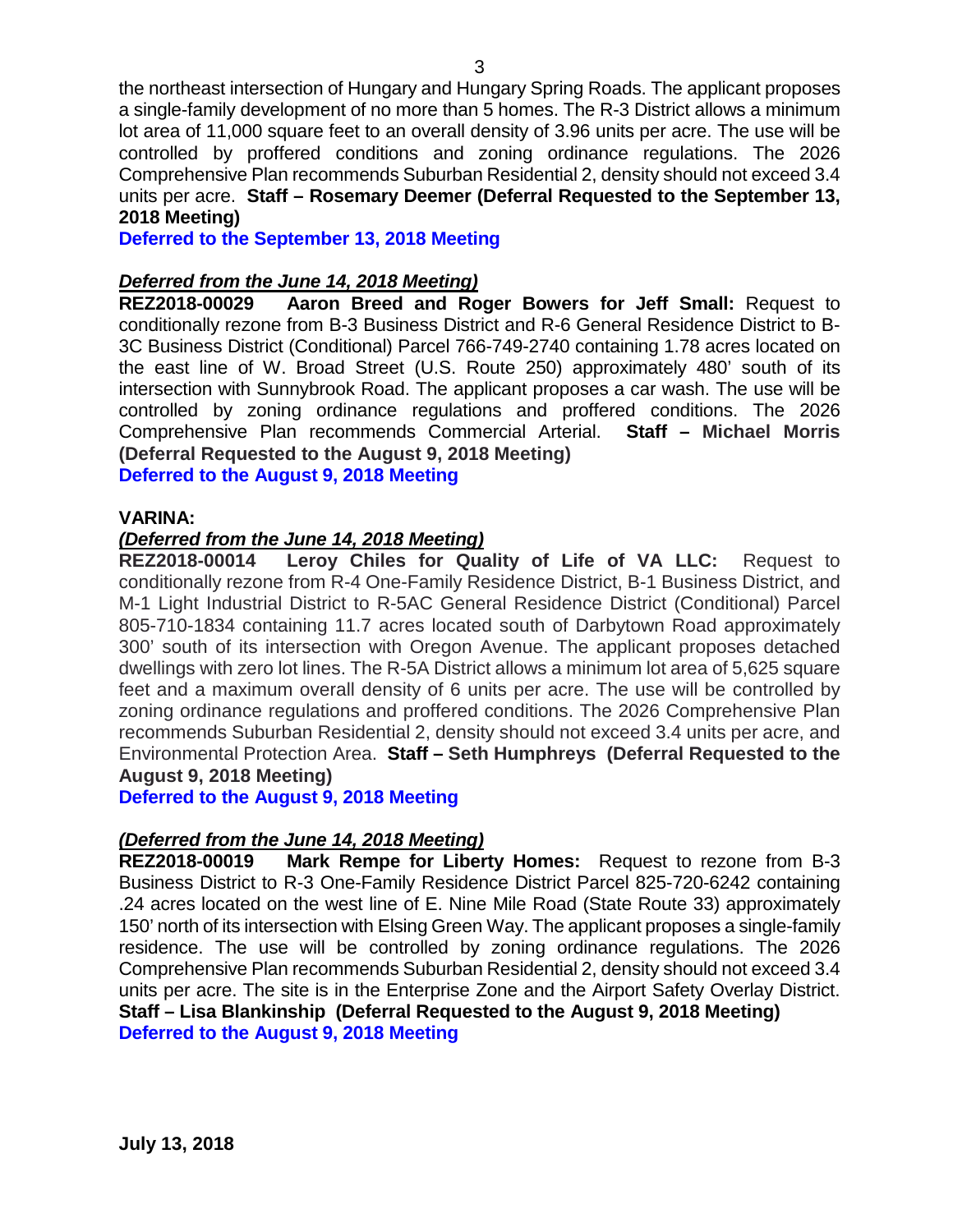the northeast intersection of Hungary and Hungary Spring Roads. The applicant proposes a single-family development of no more than 5 homes. The R-3 District allows a minimum lot area of 11,000 square feet to an overall density of 3.96 units per acre. The use will be controlled by proffered conditions and zoning ordinance regulations. The 2026 Comprehensive Plan recommends Suburban Residential 2, density should not exceed 3.4 units per acre. **Staff – Rosemary Deemer (Deferral Requested to the September 13, 2018 Meeting)**
**Deferred to the September 13, 2018 Meeting**

***Deferred from the June 14, 2018 Meeting)***
**REZ2018-00029 Aaron Breed and Roger Bowers for Jeff Small:** Request to conditionally rezone from B-3 Business District and R-6 General Residence District to B-3C Business District (Conditional) Parcel 766-749-2740 containing 1.78 acres located on the east line of W. Broad Street (U.S. Route 250) approximately 480' south of its intersection with Sunnybrook Road. The applicant proposes a car wash. The use will be controlled by zoning ordinance regulations and proffered conditions. The 2026 Comprehensive Plan recommends Commercial Arterial. **Staff – Michael Morris (Deferral Requested to the August 9, 2018 Meeting)**
**Deferred to the August 9, 2018 Meeting**

**VARINA:**

***(Deferred from the June 14, 2018 Meeting)***
**REZ2018-00014 Leroy Chiles for Quality of Life of VA LLC:** Request to conditionally rezone from R-4 One-Family Residence District, B-1 Business District, and M-1 Light Industrial District to R-5AC General Residence District (Conditional) Parcel 805-710-1834 containing 11.7 acres located south of Darbytown Road approximately 300' south of its intersection with Oregon Avenue. The applicant proposes detached dwellings with zero lot lines. The R-5A District allows a minimum lot area of 5,625 square feet and a maximum overall density of 6 units per acre. The use will be controlled by zoning ordinance regulations and proffered conditions. The 2026 Comprehensive Plan recommends Suburban Residential 2, density should not exceed 3.4 units per acre, and Environmental Protection Area. **Staff – Seth Humphreys (Deferral Requested to the August 9, 2018 Meeting)**
**Deferred to the August 9, 2018 Meeting**

***(Deferred from the June 14, 2018 Meeting)***
**REZ2018-00019 Mark Rempe for Liberty Homes:** Request to rezone from B-3 Business District to R-3 One-Family Residence District Parcel 825-720-6242 containing .24 acres located on the west line of E. Nine Mile Road (State Route 33) approximately 150' north of its intersection with Elsing Green Way. The applicant proposes a single-family residence. The use will be controlled by zoning ordinance regulations. The 2026 Comprehensive Plan recommends Suburban Residential 2, density should not exceed 3.4 units per acre. The site is in the Enterprise Zone and the Airport Safety Overlay District. **Staff – Lisa Blankinship (Deferral Requested to the August 9, 2018 Meeting)**
**Deferred to the August 9, 2018 Meeting**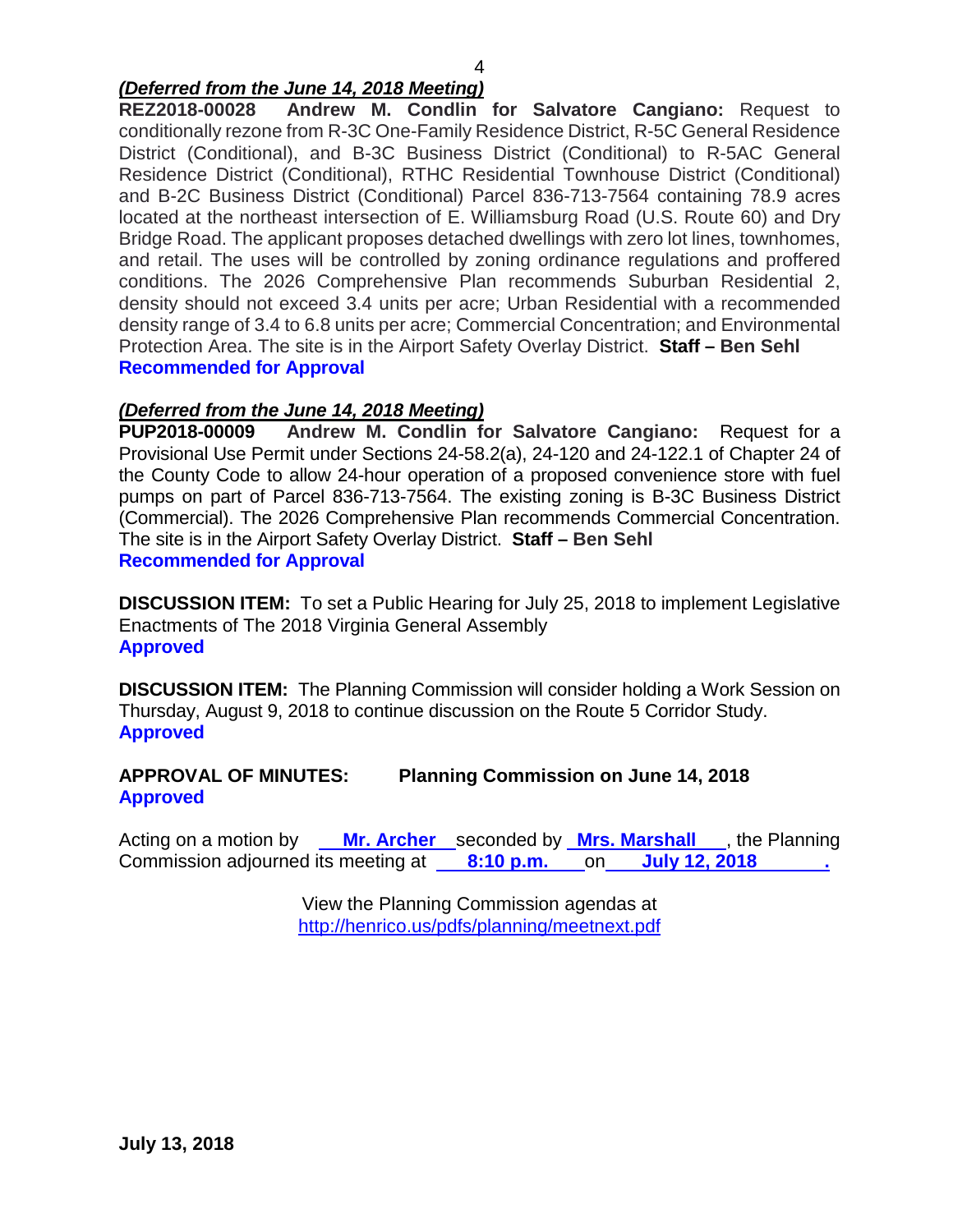***(Deferred from the June 14, 2018 Meeting)***

**REZ2018-00028 Andrew M. Condlin for Salvatore Cangiano:** Request to conditionally rezone from R-3C One-Family Residence District, R-5C General Residence District (Conditional), and B-3C Business District (Conditional) to R-5AC General Residence District (Conditional), RTHC Residential Townhouse District (Conditional) and B-2C Business District (Conditional) Parcel 836-713-7564 containing 78.9 acres located at the northeast intersection of E. Williamsburg Road (U.S. Route 60) and Dry Bridge Road. The applicant proposes detached dwellings with zero lot lines, townhomes, and retail. The uses will be controlled by zoning ordinance regulations and proffered conditions. The 2026 Comprehensive Plan recommends Suburban Residential 2, density should not exceed 3.4 units per acre; Urban Residential with a recommended density range of 3.4 to 6.8 units per acre; Commercial Concentration; and Environmental Protection Area. The site is in the Airport Safety Overlay District. **Staff – Ben Sehl**
**Recommended for Approval**

***(Deferred from the June 14, 2018 Meeting)***

**PUP2018-00009 Andrew M. Condlin for Salvatore Cangiano:** Request for a Provisional Use Permit under Sections 24-58.2(a), 24-120 and 24-122.1 of Chapter 24 of the County Code to allow 24-hour operation of a proposed convenience store with fuel pumps on part of Parcel 836-713-7564. The existing zoning is B-3C Business District (Commercial). The 2026 Comprehensive Plan recommends Commercial Concentration. The site is in the Airport Safety Overlay District. **Staff – Ben Sehl**
**Recommended for Approval**

**DISCUSSION ITEM:** To set a Public Hearing for July 25, 2018 to implement Legislative Enactments of The 2018 Virginia General Assembly
**Approved**

**DISCUSSION ITEM:** The Planning Commission will consider holding a Work Session on Thursday, August 9, 2018 to continue discussion on the Route 5 Corridor Study.
**Approved**

**APPROVAL OF MINUTES: Planning Commission on June 14, 2018**
**Approved**

Acting on a motion by **Mr. Archer** seconded by **Mrs. Marshall**, the Planning Commission adjourned its meeting at **8:10 p.m.** on **July 12, 2018.**

View the Planning Commission agendas at
http://henrico.us/pdfs/planning/meetnext.pdf

**July 13, 2018**